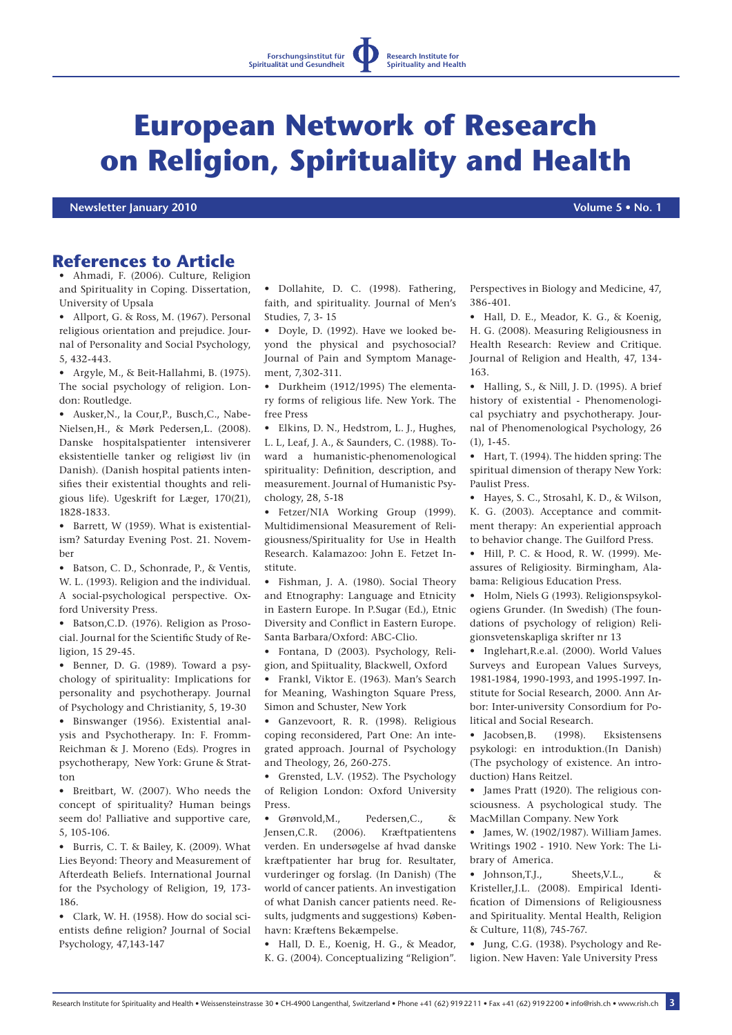# European Network of Research on Religion, Spirituality and Health

**Newsletter January 2010** **Volume 5 • No. 1**

## References to Article

- Ahmadi, F. (2006). Culture, Religion and Spirituality in Coping. Dissertation, University of Upsala
- Allport, G. & Ross, M. (1967). Personal religious orientation and prejudice. Journal of Personality and Social Psychology, 5, 432-443.
- Argyle, M., & Beit-Hallahmi, B. (1975). The social psychology of religion. London: Routledge.
- Ausker,N., la Cour,P., Busch,C., Nabe-Nielsen,H., & Mørk Pedersen,L. (2008). Danske hospitalspatienter intensiverer eksistentielle tanker og religiøst liv (in Danish). (Danish hospital patients intensifies their existential thoughts and religious life). Ugeskrift for Læger, 170(21), 1828-1833.
- Barrett, W (1959). What is existentialism? Saturday Evening Post. 21. November
- Batson, C. D., Schonrade, P., & Ventis, W. L. (1993). Religion and the individual. A social-psychological perspective. Oxford University Press.
- Batson,C.D. (1976). Religion as Prosocial. Journal for the Scientific Study of Religion, 15 29-45.
- Benner, D. G. (1989). Toward a psychology of spirituality: Implications for personality and psychotherapy. Journal of Psychology and Christianity, 5, 19-30
- Binswanger (1956). Existential analysis and Psychotherapy. In: F. Fromm-Reichman & J. Moreno (Eds). Progres in psychotherapy, New York: Grune & Stratton
- Breitbart, W. (2007). Who needs the concept of spirituality? Human beings seem do! Palliative and supportive care, 5, 105-106.
- Burris, C. T. & Bailey, K. (2009). What Lies Beyond: Theory and Measurement of Afterdeath Beliefs. International Journal for the Psychology of Religion, 19, 173-186.
- Clark, W. H. (1958). How do social scientists define religion? Journal of Social Psychology, 47,143-147
- Dollahite, D. C. (1998). Fathering, faith, and spirituality. Journal of Men's Studies, 7, 3- 15
- Doyle, D. (1992). Have we looked beyond the physical and psychosocial? Journal of Pain and Symptom Management, 7,302-311.
- Durkheim (1912/1995) The elementary forms of religious life. New York. The free Press
- Elkins, D. N., Hedstrom, L. J., Hughes, L. L, Leaf, J. A., & Saunders, C. (1988). Toward a humanistic-phenomenological spirituality: Definition, description, and measurement. Journal of Humanistic Psychology, 28, 5-18
- Fetzer/NIA Working Group (1999). Multidimensional Measurement of Religiousness/Spirituality for Use in Health Research. Kalamazoo: John E. Fetzet Institute.
- Fishman, J. A. (1980). Social Theory and Etnography: Language and Etnicity in Eastern Europe. In P.Sugar (Ed.), Etnic Diversity and Conflict in Eastern Europe. Santa Barbara/Oxford: ABC-Clio.
- Fontana, D (2003). Psychology, Religion, and Spiituality, Blackwell, Oxford
- Frankl, Viktor E. (1963). Man's Search for Meaning, Washington Square Press, Simon and Schuster, New York
- Ganzevoort, R. R. (1998). Religious coping reconsidered, Part One: An integrated approach. Journal of Psychology and Theology, 26, 260-275.
- Grensted, L.V. (1952). The Psychology of Religion London: Oxford University Press.
- Grønvold,M., Pedersen,C., & Jensen,C.R. (2006). Kræftpatientens verden. En undersøgelse af hvad danske kræftpatienter har brug for. Resultater, vurderinger og forslag. (In Danish) (The world of cancer patients. An investigation of what Danish cancer patients need. Results, judgments and suggestions) København: Kræftens Bekæmpelse.
- Hall, D. E., Koenig, H. G., & Meador, K. G. (2004). Conceptualizing "Religion". Perspectives in Biology and Medicine, 47, 386-401.
- Hall, D. E., Meador, K. G., & Koenig, H. G. (2008). Measuring Religiousness in Health Research: Review and Critique. Journal of Religion and Health, 47, 134-163.
- Halling, S., & Nill, J. D. (1995). A brief history of existential - Phenomenological psychiatry and psychotherapy. Journal of Phenomenological Psychology, 26 (1), 1-45.
- Hart, T. (1994). The hidden spring: The spiritual dimension of therapy New York: Paulist Press.
- Hayes, S. C., Strosahl, K. D., & Wilson, K. G. (2003). Acceptance and commitment therapy: An experiential approach to behavior change. The Guilford Press.
- Hill, P. C. & Hood, R. W. (1999). Measures of Religiosity. Birmingham, Alabama: Religious Education Press.
- Holm, Niels G (1993). Religionspsykologiens Grunder. (In Swedish) (The foundations of psychology of religion) Religionsvetenskapliga skrifter nr 13
- Inglehart,R.e.al. (2000). World Values Surveys and European Values Surveys, 1981-1984, 1990-1993, and 1995-1997. Institute for Social Research, 2000. Ann Arbor: Inter-university Consordium for Political and Social Research.
- Jacobsen,B. (1998). Eksistensens psykologi: en introduktion.(In Danish) (The psychology of existence. An introduction) Hans Reitzel.
- James Pratt (1920). The religious consciousness. A psychological study. The MacMillan Company. New York
- James, W. (1902/1987). William James. Writings 1902 - 1910. New York: The Library of America.
- Johnson,T.J., Sheets,V.L., & Kristeller,J.L. (2008). Empirical Identification of Dimensions of Religiousness and Spirituality. Mental Health, Religion & Culture, 11(8), 745-767.
- Jung, C.G. (1938). Psychology and Religion. New Haven: Yale University Press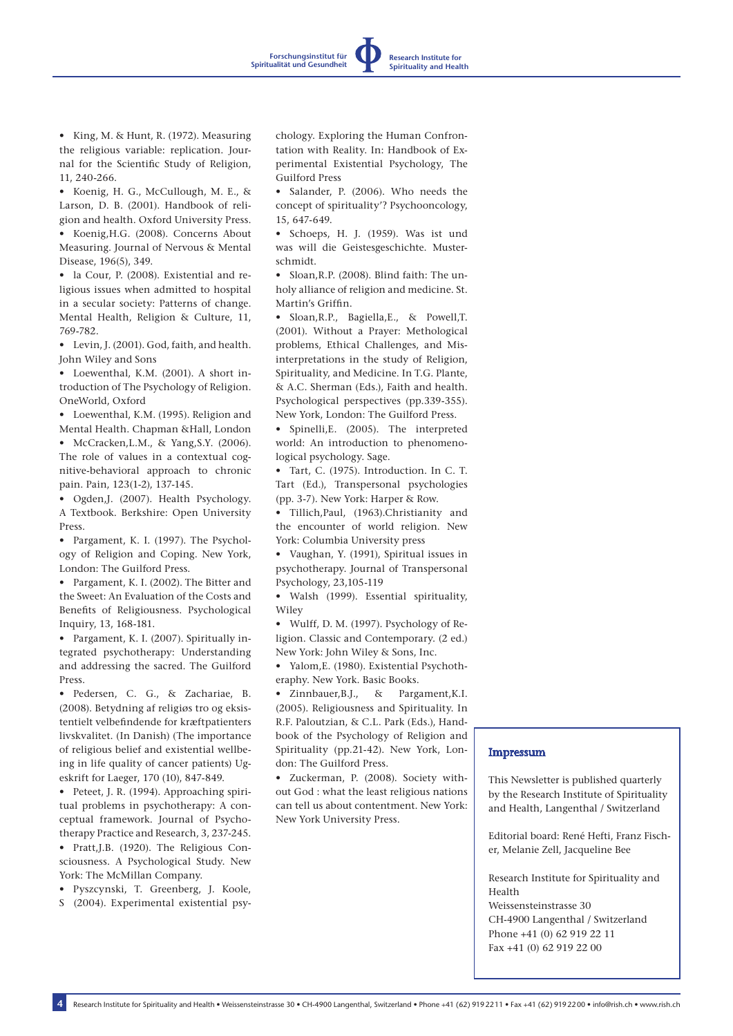- King, M. & Hunt, R. (1972). Measuring the religious variable: replication. Journal for the Scientific Study of Religion, 11, 240-266.
- Koenig, H. G., McCullough, M. E., & Larson, D. B. (2001). Handbook of religion and health. Oxford University Press.
- Koenig,H.G. (2008). Concerns About Measuring. Journal of Nervous & Mental Disease, 196(5), 349.
- la Cour, P. (2008). Existential and religious issues when admitted to hospital in a secular society: Patterns of change. Mental Health, Religion & Culture, 11, 769-782.
- Levin, J. (2001). God, faith, and health. John Wiley and Sons
- Loewenthal, K.M. (2001). A short introduction of The Psychology of Religion. OneWorld, Oxford
- Loewenthal, K.M. (1995). Religion and Mental Health. Chapman &Hall, London
- McCracken,L.M., & Yang,S.Y. (2006). The role of values in a contextual cognitive-behavioral approach to chronic pain. Pain, 123(1-2), 137-145.
- Ogden,J. (2007). Health Psychology. A Textbook. Berkshire: Open University Press.
- Pargament, K. I. (1997). The Psychology of Religion and Coping. New York, London: The Guilford Press.
- Pargament, K. I. (2002). The Bitter and the Sweet: An Evaluation of the Costs and Benefits of Religiousness. Psychological Inquiry, 13, 168-181.
- Pargament, K. I. (2007). Spiritually integrated psychotherapy: Understanding and addressing the sacred. The Guilford Press.
- Pedersen, C. G., & Zachariae, B. (2008). Betydning af religiøs tro og eksistentielt velbefindende for kræftpatienters livskvalitet. (In Danish) (The importance of religious belief and existential wellbeing in life quality of cancer patients) Ugeskrift for Laeger, 170 (10), 847-849.
- Peteet, J. R. (1994). Approaching spiritual problems in psychotherapy: A conceptual framework. Journal of Psychotherapy Practice and Research, 3, 237-245.
- Pratt,J.B. (1920). The Religious Consciousness. A Psychological Study. New York: The McMillan Company.
- Pyszcynski, T. Greenberg, J. Koole, S (2004). Experimental existential psychology. Exploring the Human Confrontation with Reality. In: Handbook of Experimental Existential Psychology, The Guilford Press
- Salander, P. (2006). Who needs the concept of spirituality'? Psychooncology, 15, 647-649.
- Schoeps, H. J. (1959). Was ist und was will die Geistesgeschichte. Musterschmidt.
- Sloan,R.P. (2008). Blind faith: The unholy alliance of religion and medicine. St. Martin's Griffin.
- Sloan,R.P., Bagiella,E., & Powell,T. (2001). Without a Prayer: Methological problems, Ethical Challenges, and Misinterpretations in the study of Religion, Spirituality, and Medicine. In T.G. Plante, & A.C. Sherman (Eds.), Faith and health. Psychological perspectives (pp.339-355). New York, London: The Guilford Press.
- Spinelli,E. (2005). The interpreted world: An introduction to phenomenological psychology. Sage.
- Tart, C. (1975). Introduction. In C. T. Tart (Ed.), Transpersonal psychologies (pp. 3-7). New York: Harper & Row.
- Tillich,Paul, (1963).Christianity and the encounter of world religion. New York: Columbia University press
- Vaughan, Y. (1991), Spiritual issues in psychotherapy. Journal of Transpersonal Psychology, 23,105-119
- Walsh (1999). Essential spirituality, Wiley
- Wulff, D. M. (1997). Psychology of Religion. Classic and Contemporary. (2 ed.) New York: John Wiley & Sons, Inc.
- Yalom,E. (1980). Existential Psychotheraphy. New York. Basic Books.
- Zinnbauer,B.J., & Pargament,K.I. (2005). Religiousness and Spirituality. In R.F. Paloutzian, & C.L. Park (Eds.), Handbook of the Psychology of Religion and Spirituality (pp.21-42). New York, London: The Guilford Press.
- Zuckerman, P. (2008). Society without God : what the least religious nations can tell us about contentment. New York: New York University Press.

## Impressum

This Newsletter is published quarterly by the Research Institute of Spirituality and Health, Langenthal / Switzerland

Editorial board: René Hefti, Franz Fischer, Melanie Zell, Jacqueline Bee

Research Institute for Spirituality and Health
Weissensteinstrasse 30
CH-4900 Langenthal / Switzerland
Phone +41 (0) 62 919 22 11
Fax +41 (0) 62 919 22 00